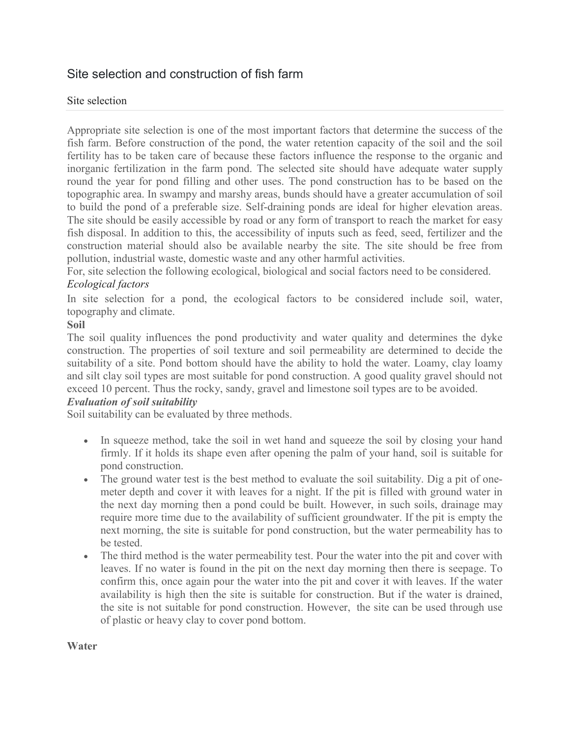# Site selection and construction of fish farm

## Site selection

Appropriate site selection is one of the most important factors that determine the success of the fish farm. Before construction of the pond, the water retention capacity of the soil and the soil fertility has to be taken care of because these factors influence the response to the organic and inorganic fertilization in the farm pond. The selected site should have adequate water supply round the year for pond filling and other uses. The pond construction has to be based on the topographic area. In swampy and marshy areas, bunds should have a greater accumulation of soil to build the pond of a preferable size. Self-draining ponds are ideal for higher elevation areas. The site should be easily accessible by road or any form of transport to reach the market for easy fish disposal. In addition to this, the accessibility of inputs such as feed, seed, fertilizer and the construction material should also be available nearby the site. The site should be free from pollution, industrial waste, domestic waste and any other harmful activities.

For, site selection the following ecological, biological and social factors need to be considered.

### *Ecological factors*

In site selection for a pond, the ecological factors to be considered include soil, water, topography and climate.

**Soil**

The soil quality influences the pond productivity and water quality and determines the dyke construction. The properties of soil texture and soil permeability are determined to decide the suitability of a site. Pond bottom should have the ability to hold the water. Loamy, clay loamy and silt clay soil types are most suitable for pond construction. A good quality gravel should not exceed 10 percent. Thus the rocky, sandy, gravel and limestone soil types are to be avoided.

***Evaluation of soil suitability***

Soil suitability can be evaluated by three methods.

- In squeeze method, take the soil in wet hand and squeeze the soil by closing your hand firmly. If it holds its shape even after opening the palm of your hand, soil is suitable for pond construction.
- The ground water test is the best method to evaluate the soil suitability. Dig a pit of one-meter depth and cover it with leaves for a night. If the pit is filled with ground water in the next day morning then a pond could be built. However, in such soils, drainage may require more time due to the availability of sufficient groundwater. If the pit is empty the next morning, the site is suitable for pond construction, but the water permeability has to be tested.
- The third method is the water permeability test. Pour the water into the pit and cover with leaves. If no water is found in the pit on the next day morning then there is seepage. To confirm this, once again pour the water into the pit and cover it with leaves. If the water availability is high then the site is suitable for construction. But if the water is drained, the site is not suitable for pond construction. However, the site can be used through use of plastic or heavy clay to cover pond bottom.

**Water**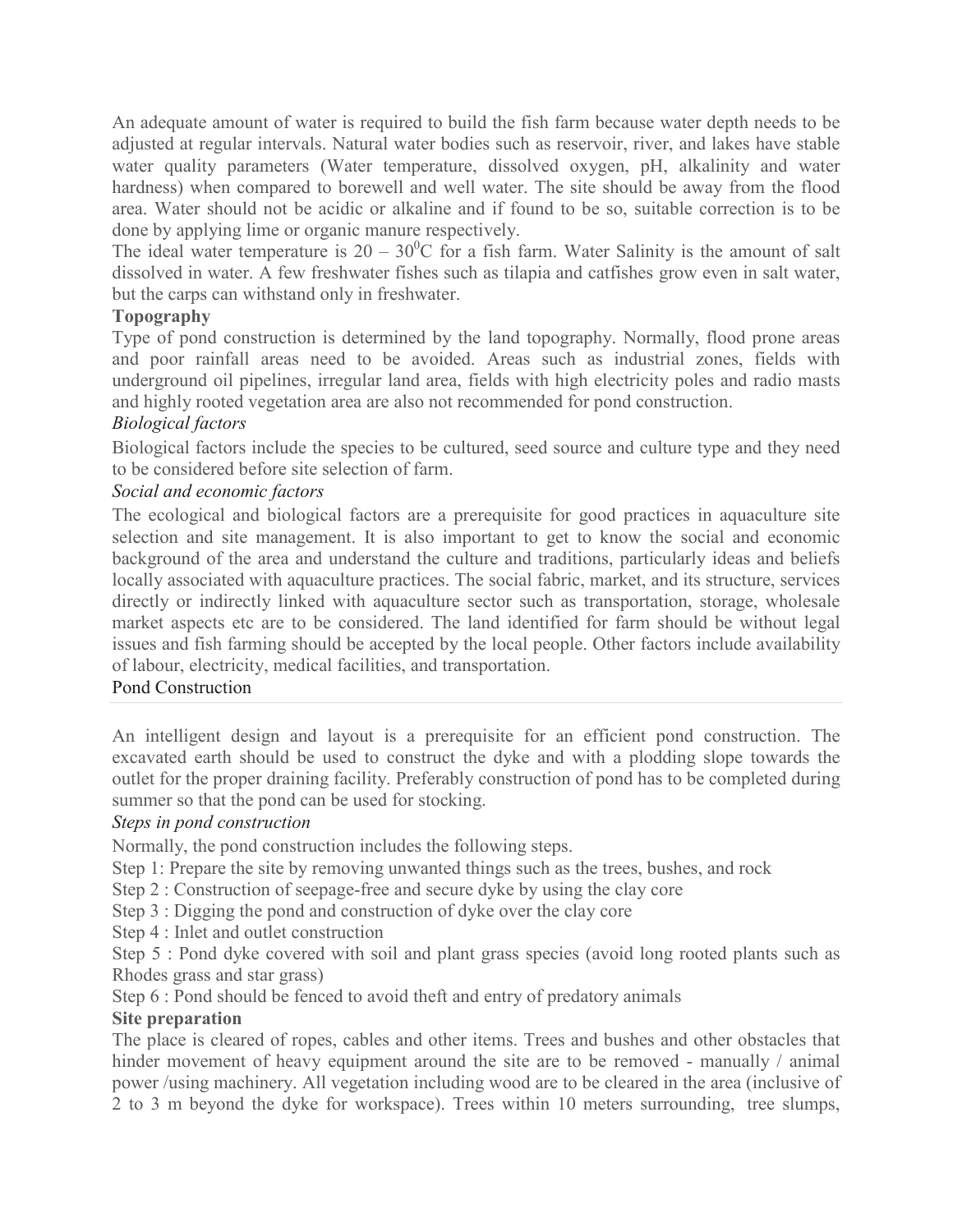An adequate amount of water is required to build the fish farm because water depth needs to be adjusted at regular intervals. Natural water bodies such as reservoir, river, and lakes have stable water quality parameters (Water temperature, dissolved oxygen, pH, alkalinity and water hardness) when compared to borewell and well water. The site should be away from the flood area. Water should not be acidic or alkaline and if found to be so, suitable correction is to be done by applying lime or organic manure respectively.

The ideal water temperature is $20 – 30^0$C for a fish farm. Water Salinity is the amount of salt dissolved in water. A few freshwater fishes such as tilapia and catfishes grow even in salt water, but the carps can withstand only in freshwater.

**Topography**

Type of pond construction is determined by the land topography. Normally, flood prone areas and poor rainfall areas need to be avoided. Areas such as industrial zones, fields with underground oil pipelines, irregular land area, fields with high electricity poles and radio masts and highly rooted vegetation area are also not recommended for pond construction.

*Biological factors*

Biological factors include the species to be cultured, seed source and culture type and they need to be considered before site selection of farm.

*Social and economic factors*

The ecological and biological factors are a prerequisite for good practices in aquaculture site selection and site management. It is also important to get to know the social and economic background of the area and understand the culture and traditions, particularly ideas and beliefs locally associated with aquaculture practices. The social fabric, market, and its structure, services directly or indirectly linked with aquaculture sector such as transportation, storage, wholesale market aspects etc are to be considered. The land identified for farm should be without legal issues and fish farming should be accepted by the local people. Other factors include availability of labour, electricity, medical facilities, and transportation.

## Pond Construction

An intelligent design and layout is a prerequisite for an efficient pond construction. The excavated earth should be used to construct the dyke and with a plodding slope towards the outlet for the proper draining facility. Preferably construction of pond has to be completed during summer so that the pond can be used for stocking.

*Steps in pond construction*

Normally, the pond construction includes the following steps.

Step 1: Prepare the site by removing unwanted things such as the trees, bushes, and rock

Step 2 : Construction of seepage-free and secure dyke by using the clay core

Step 3 : Digging the pond and construction of dyke over the clay core

Step 4 : Inlet and outlet construction

Step 5 : Pond dyke covered with soil and plant grass species (avoid long rooted plants such as Rhodes grass and star grass)

Step 6 : Pond should be fenced to avoid theft and entry of predatory animals

**Site preparation**

The place is cleared of ropes, cables and other items. Trees and bushes and other obstacles that hinder movement of heavy equipment around the site are to be removed - manually / animal power /using machinery. All vegetation including wood are to be cleared in the area (inclusive of 2 to 3 m beyond the dyke for workspace). Trees within 10 meters surrounding, tree slumps,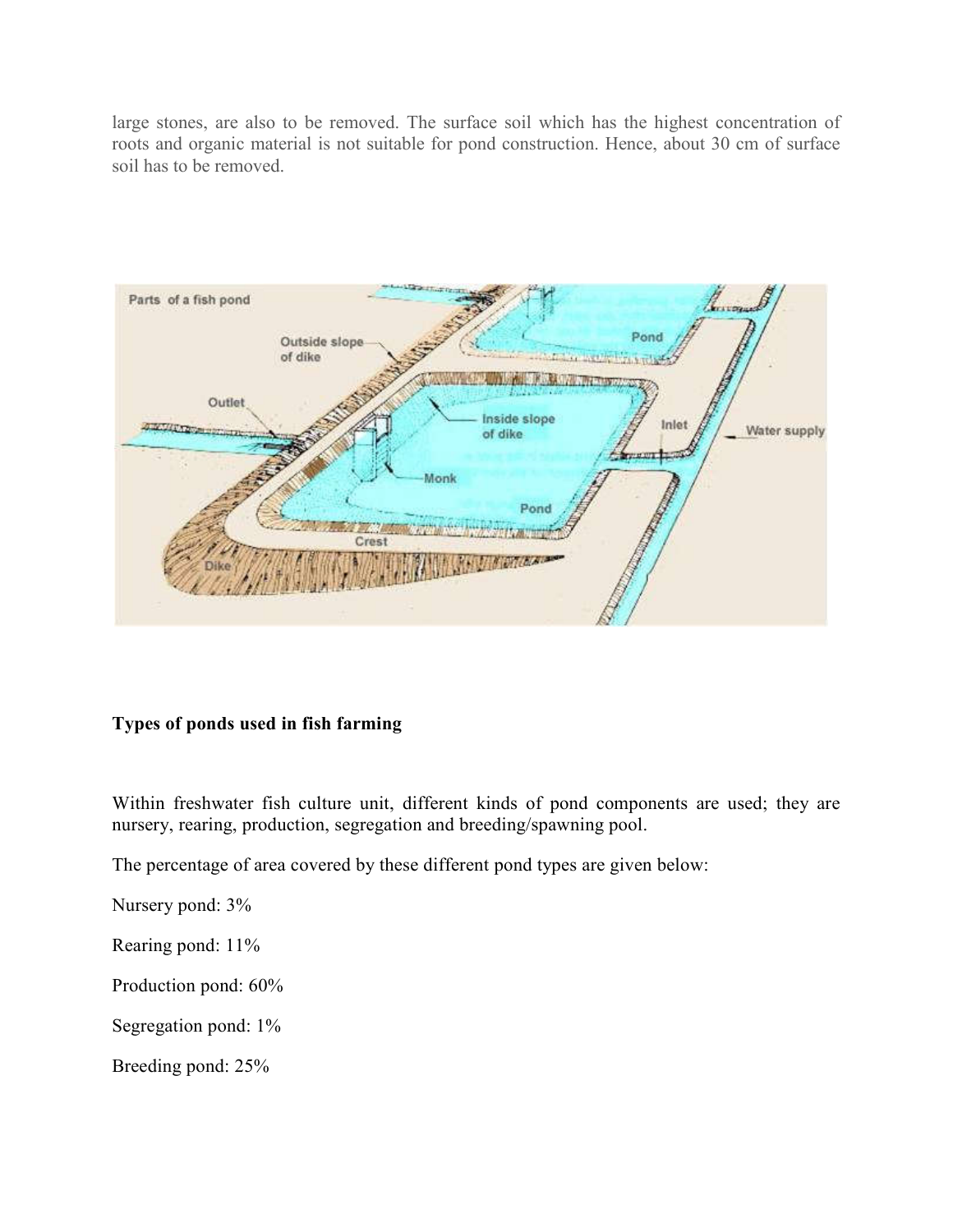large stones, are also to be removed. The surface soil which has the highest concentration of roots and organic material is not suitable for pond construction. Hence, about 30 cm of surface soil has to be removed.

**Types of ponds used in fish farming**

Within freshwater fish culture unit, different kinds of pond components are used; they are nursery, rearing, production, segregation and breeding/spawning pool.

The percentage of area covered by these different pond types are given below:

Nursery pond: 3%

Rearing pond: 11%

Production pond: 60%

Segregation pond: 1%

Breeding pond: 25%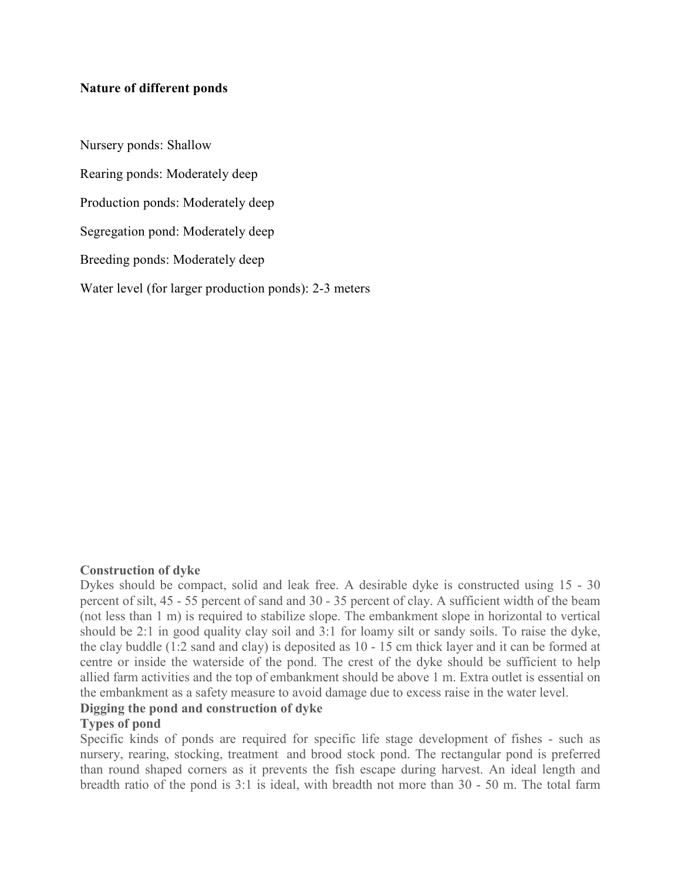**Nature of different ponds**

Nursery ponds: Shallow

Rearing ponds: Moderately deep

Production ponds: Moderately deep

Segregation pond: Moderately deep

Breeding ponds: Moderately deep

Water level (for larger production ponds): 2-3 meters

**Construction of dyke**

Dykes should be compact, solid and leak free. A desirable dyke is constructed using 15 - 30 percent of silt, 45 - 55 percent of sand and 30 - 35 percent of clay. A sufficient width of the beam (not less than 1 m) is required to stabilize slope. The embankment slope in horizontal to vertical should be 2:1 in good quality clay soil and 3:1 for loamy silt or sandy soils. To raise the dyke, the clay buddle (1:2 sand and clay) is deposited as 10 - 15 cm thick layer and it can be formed at centre or inside the waterside of the pond. The crest of the dyke should be sufficient to help allied farm activities and the top of embankment should be above 1 m. Extra outlet is essential on the embankment as a safety measure to avoid damage due to excess raise in the water level.

**Digging the pond and construction of dyke**

**Types of pond**

Specific kinds of ponds are required for specific life stage development of fishes - such as nursery, rearing, stocking, treatment and brood stock pond. The rectangular pond is preferred than round shaped corners as it prevents the fish escape during harvest. An ideal length and breadth ratio of the pond is 3:1 is ideal, with breadth not more than 30 - 50 m. The total farm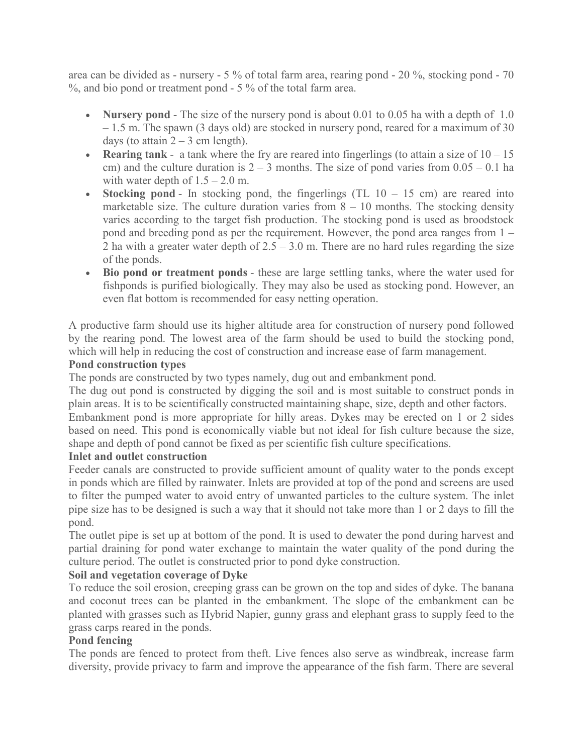area can be divided as - nursery - 5 % of total farm area, rearing pond - 20 %, stocking pond - 70 %, and bio pond or treatment pond - 5 % of the total farm area.

- **Nursery pond** - The size of the nursery pond is about 0.01 to 0.05 ha with a depth of 1.0 – 1.5 m. The spawn (3 days old) are stocked in nursery pond, reared for a maximum of 30 days (to attain 2 – 3 cm length).
- **Rearing tank** - a tank where the fry are reared into fingerlings (to attain a size of 10 – 15 cm) and the culture duration is 2 – 3 months. The size of pond varies from 0.05 – 0.1 ha with water depth of 1.5 – 2.0 m.
- **Stocking pond** - In stocking pond, the fingerlings (TL 10 – 15 cm) are reared into marketable size. The culture duration varies from 8 – 10 months. The stocking density varies according to the target fish production. The stocking pond is used as broodstock pond and breeding pond as per the requirement. However, the pond area ranges from 1 – 2 ha with a greater water depth of 2.5 – 3.0 m. There are no hard rules regarding the size of the ponds.
- **Bio pond or treatment ponds** - these are large settling tanks, where the water used for fishponds is purified biologically. They may also be used as stocking pond. However, an even flat bottom is recommended for easy netting operation.

A productive farm should use its higher altitude area for construction of nursery pond followed by the rearing pond. The lowest area of the farm should be used to build the stocking pond, which will help in reducing the cost of construction and increase ease of farm management.

**Pond construction types**

The ponds are constructed by two types namely, dug out and embankment pond.

The dug out pond is constructed by digging the soil and is most suitable to construct ponds in plain areas. It is to be scientifically constructed maintaining shape, size, depth and other factors.

Embankment pond is more appropriate for hilly areas. Dykes may be erected on 1 or 2 sides based on need. This pond is economically viable but not ideal for fish culture because the size, shape and depth of pond cannot be fixed as per scientific fish culture specifications.

**Inlet and outlet construction**

Feeder canals are constructed to provide sufficient amount of quality water to the ponds except in ponds which are filled by rainwater. Inlets are provided at top of the pond and screens are used to filter the pumped water to avoid entry of unwanted particles to the culture system. The inlet pipe size has to be designed is such a way that it should not take more than 1 or 2 days to fill the pond.

The outlet pipe is set up at bottom of the pond. It is used to dewater the pond during harvest and partial draining for pond water exchange to maintain the water quality of the pond during the culture period. The outlet is constructed prior to pond dyke construction.

**Soil and vegetation coverage of Dyke**

To reduce the soil erosion, creeping grass can be grown on the top and sides of dyke. The banana and coconut trees can be planted in the embankment. The slope of the embankment can be planted with grasses such as Hybrid Napier, gunny grass and elephant grass to supply feed to the grass carps reared in the ponds.

**Pond fencing**

The ponds are fenced to protect from theft. Live fences also serve as windbreak, increase farm diversity, provide privacy to farm and improve the appearance of the fish farm. There are several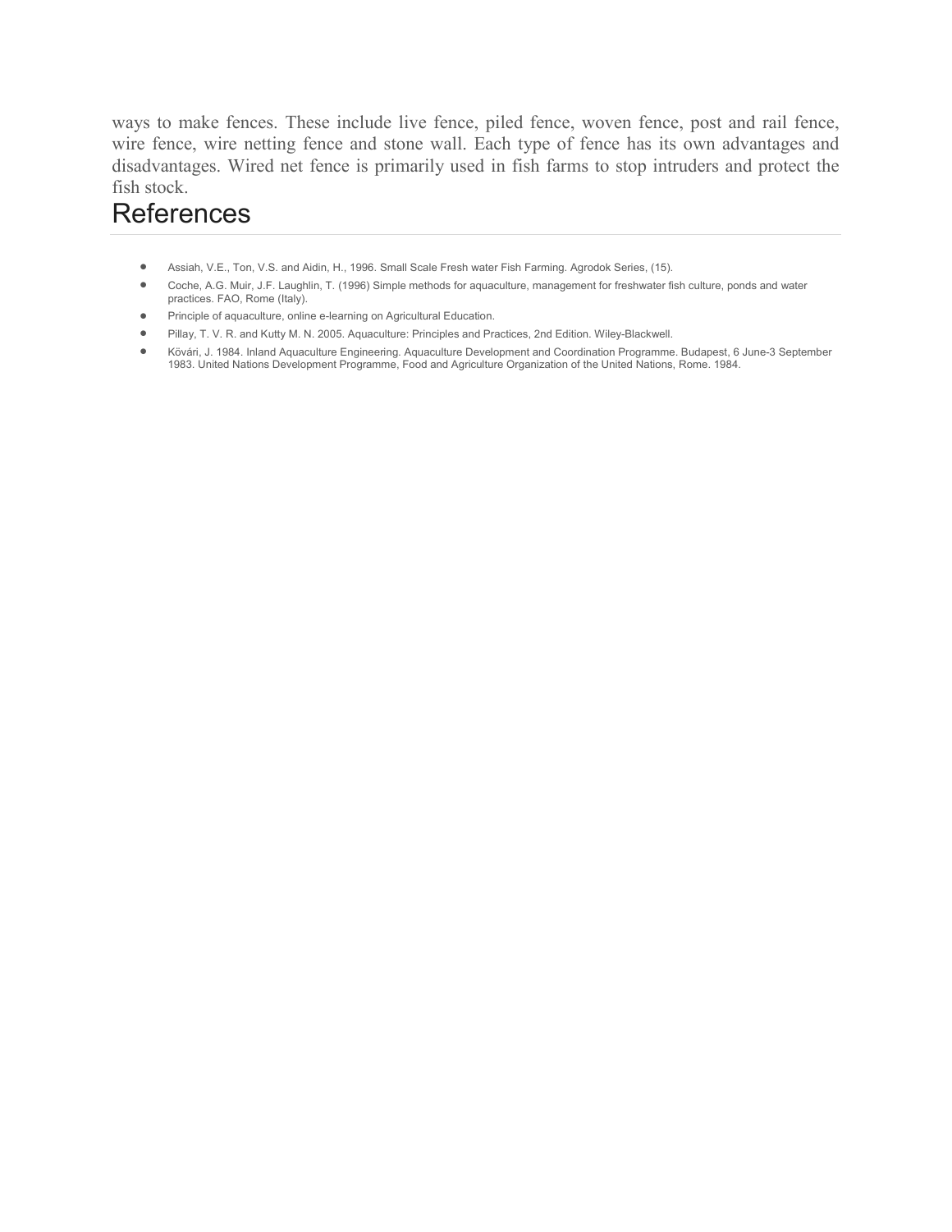ways to make fences. These include live fence, piled fence, woven fence, post and rail fence, wire fence, wire netting fence and stone wall. Each type of fence has its own advantages and disadvantages. Wired net fence is primarily used in fish farms to stop intruders and protect the fish stock.

# References

- Assiah, V.E., Ton, V.S. and Aidin, H., 1996. Small Scale Fresh water Fish Farming. Agrodok Series, (15).
- Coche, A.G. Muir, J.F. Laughlin, T. (1996) Simple methods for aquaculture, management for freshwater fish culture, ponds and water practices. FAO, Rome (Italy).
- Principle of aquaculture, online e-learning on Agricultural Education.
- Pillay, T. V. R. and Kutty M. N. 2005. Aquaculture: Principles and Practices, 2nd Edition. Wiley-Blackwell.
- Kövári, J. 1984. Inland Aquaculture Engineering. Aquaculture Development and Coordination Programme. Budapest, 6 June-3 September 1983. United Nations Development Programme, Food and Agriculture Organization of the United Nations, Rome. 1984.